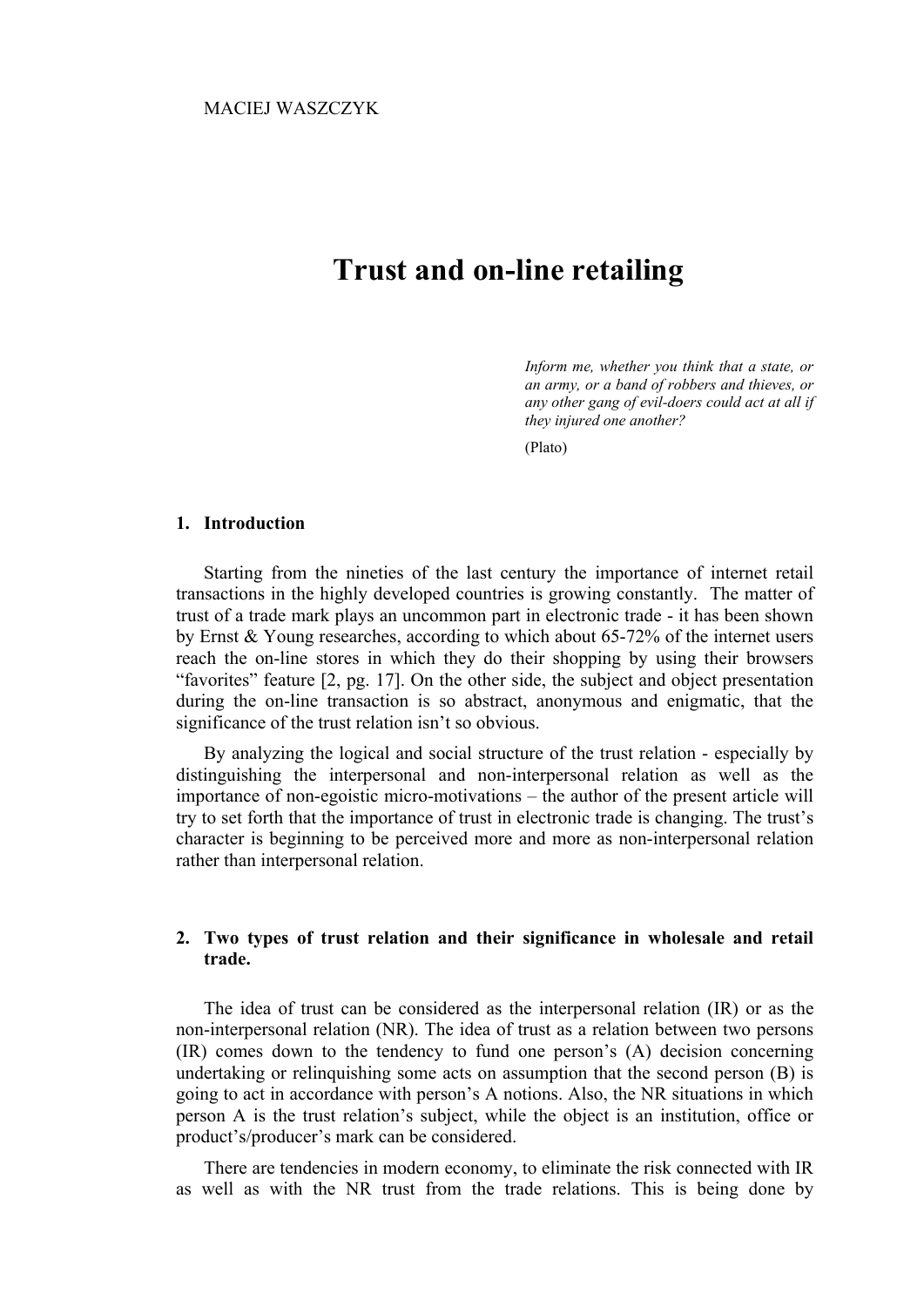MACIEJ WASZCZYK

# Trust and on-line retailing

> *Inform me, whether you think that a state, or an army, or a band of robbers and thieves, or any other gang of evil-doers could act at all if they injured one another?*
>
> (Plato)

## 1. Introduction

Starting from the nineties of the last century the importance of internet retail transactions in the highly developed countries is growing constantly. The matter of trust of a trade mark plays an uncommon part in electronic trade - it has been shown by Ernst & Young researches, according to which about 65-72% of the internet users reach the on-line stores in which they do their shopping by using their browsers "favorites" feature [2, pg. 17]. On the other side, the subject and object presentation during the on-line transaction is so abstract, anonymous and enigmatic, that the significance of the trust relation isn't so obvious.

By analyzing the logical and social structure of the trust relation - especially by distinguishing the interpersonal and non-interpersonal relation as well as the importance of non-egoistic micro-motivations – the author of the present article will try to set forth that the importance of trust in electronic trade is changing. The trust's character is beginning to be perceived more and more as non-interpersonal relation rather than interpersonal relation.

## 2. Two types of trust relation and their significance in wholesale and retail trade.

The idea of trust can be considered as the interpersonal relation (IR) or as the non-interpersonal relation (NR). The idea of trust as a relation between two persons (IR) comes down to the tendency to fund one person's (A) decision concerning undertaking or relinquishing some acts on assumption that the second person (B) is going to act in accordance with person's A notions. Also, the NR situations in which person A is the trust relation's subject, while the object is an institution, office or product's/producer's mark can be considered.

There are tendencies in modern economy, to eliminate the risk connected with IR as well as with the NR trust from the trade relations. This is being done by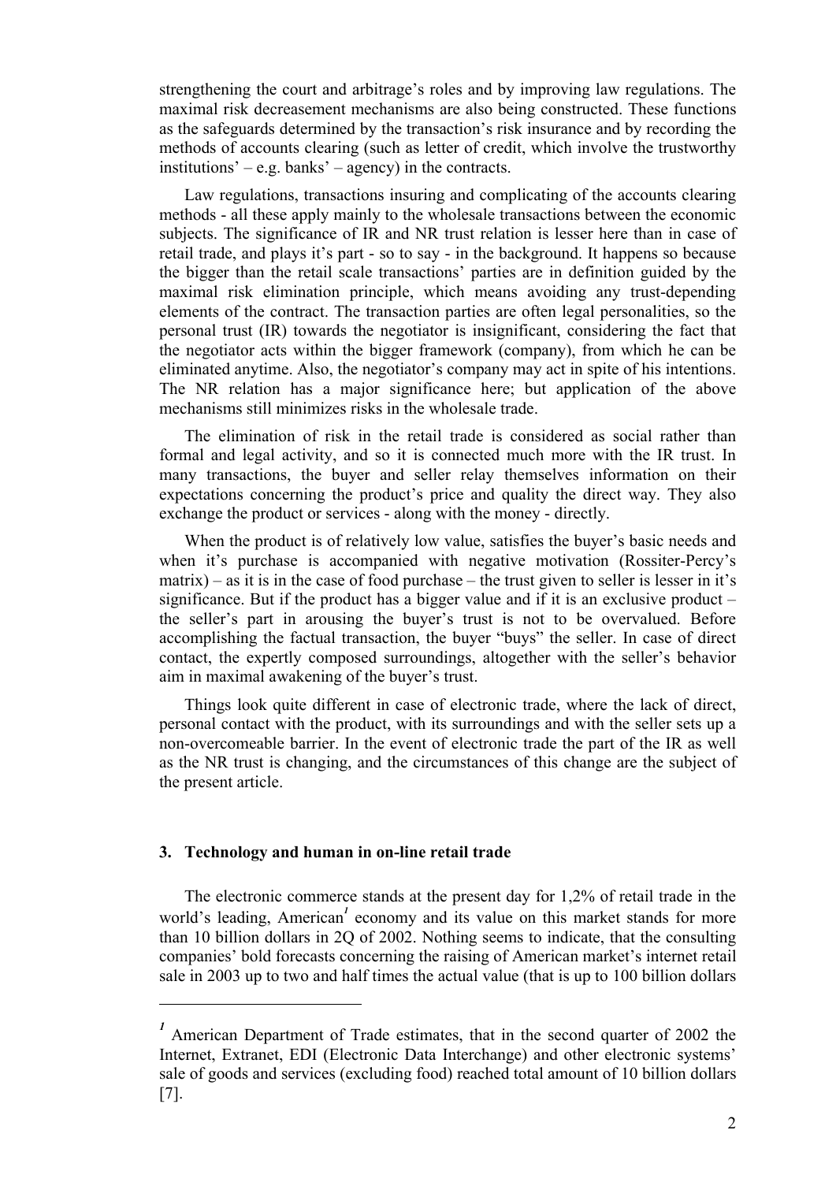strengthening the court and arbitrage's roles and by improving law regulations. The maximal risk decreasement mechanisms are also being constructed. These functions as the safeguards determined by the transaction's risk insurance and by recording the methods of accounts clearing (such as letter of credit, which involve the trustworthy institutions' – e.g. banks' – agency) in the contracts.

Law regulations, transactions insuring and complicating of the accounts clearing methods - all these apply mainly to the wholesale transactions between the economic subjects. The significance of IR and NR trust relation is lesser here than in case of retail trade, and plays it's part - so to say - in the background. It happens so because the bigger than the retail scale transactions' parties are in definition guided by the maximal risk elimination principle, which means avoiding any trust-depending elements of the contract. The transaction parties are often legal personalities, so the personal trust (IR) towards the negotiator is insignificant, considering the fact that the negotiator acts within the bigger framework (company), from which he can be eliminated anytime. Also, the negotiator's company may act in spite of his intentions. The NR relation has a major significance here; but application of the above mechanisms still minimizes risks in the wholesale trade.

The elimination of risk in the retail trade is considered as social rather than formal and legal activity, and so it is connected much more with the IR trust. In many transactions, the buyer and seller relay themselves information on their expectations concerning the product's price and quality the direct way. They also exchange the product or services - along with the money - directly.

When the product is of relatively low value, satisfies the buyer's basic needs and when it's purchase is accompanied with negative motivation (Rossiter-Percy's matrix) – as it is in the case of food purchase – the trust given to seller is lesser in it's significance. But if the product has a bigger value and if it is an exclusive product – the seller's part in arousing the buyer's trust is not to be overvalued. Before accomplishing the factual transaction, the buyer "buys" the seller. In case of direct contact, the expertly composed surroundings, altogether with the seller's behavior aim in maximal awakening of the buyer's trust.

Things look quite different in case of electronic trade, where the lack of direct, personal contact with the product, with its surroundings and with the seller sets up a non-overcomeable barrier. In the event of electronic trade the part of the IR as well as the NR trust is changing, and the circumstances of this change are the subject of the present article.

### 3. Technology and human in on-line retail trade

The electronic commerce stands at the present day for 1,2% of retail trade in the world's leading, American[1] economy and its value on this market stands for more than 10 billion dollars in 2Q of 2002. Nothing seems to indicate, that the consulting companies' bold forecasts concerning the raising of American market's internet retail sale in 2003 up to two and half times the actual value (that is up to 100 billion dollars

---

[1] American Department of Trade estimates, that in the second quarter of 2002 the Internet, Extranet, EDI (Electronic Data Interchange) and other electronic systems' sale of goods and services (excluding food) reached total amount of 10 billion dollars [7].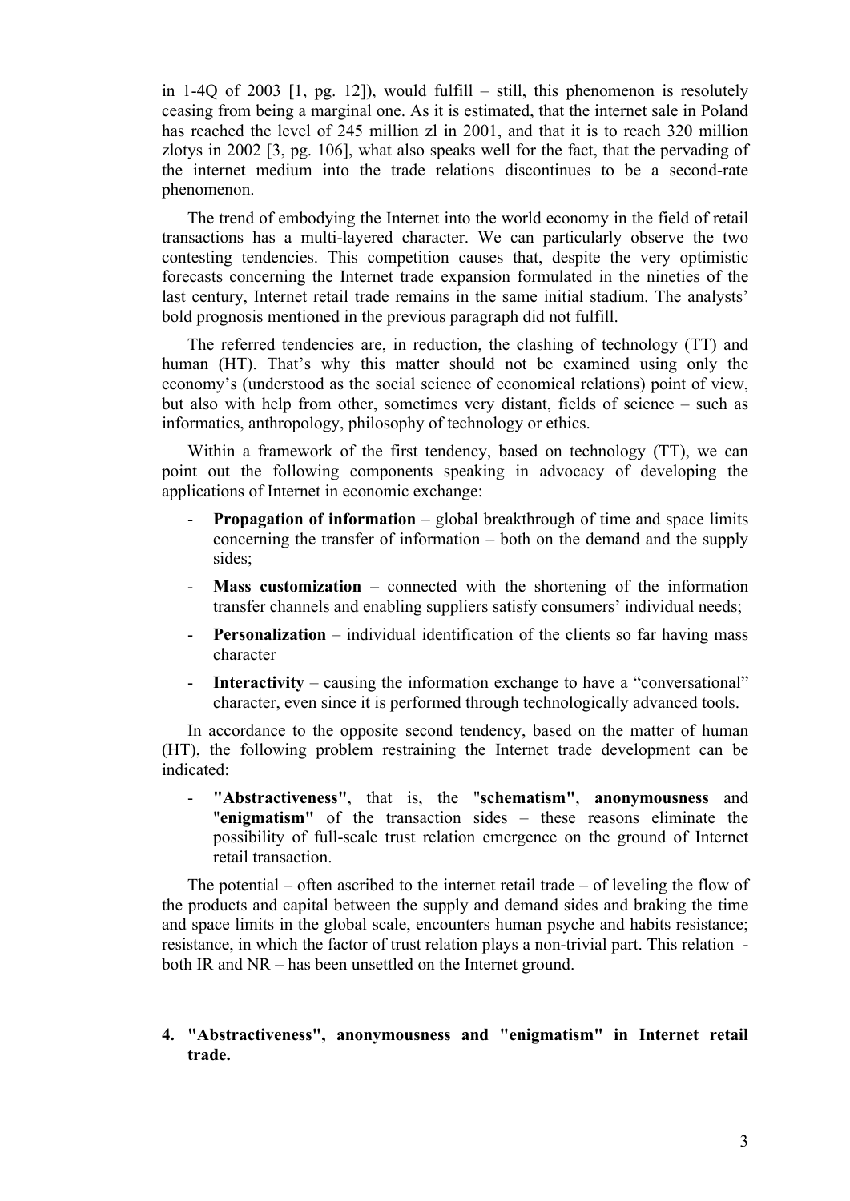in 1-4Q of 2003 [1, pg. 12]), would fulfill – still, this phenomenon is resolutely ceasing from being a marginal one. As it is estimated, that the internet sale in Poland has reached the level of 245 million zl in 2001, and that it is to reach 320 million zlotys in 2002 [3, pg. 106], what also speaks well for the fact, that the pervading of the internet medium into the trade relations discontinues to be a second-rate phenomenon.

The trend of embodying the Internet into the world economy in the field of retail transactions has a multi-layered character. We can particularly observe the two contesting tendencies. This competition causes that, despite the very optimistic forecasts concerning the Internet trade expansion formulated in the nineties of the last century, Internet retail trade remains in the same initial stadium. The analysts' bold prognosis mentioned in the previous paragraph did not fulfill.

The referred tendencies are, in reduction, the clashing of technology (TT) and human (HT). That's why this matter should not be examined using only the economy's (understood as the social science of economical relations) point of view, but also with help from other, sometimes very distant, fields of science – such as informatics, anthropology, philosophy of technology or ethics.

Within a framework of the first tendency, based on technology (TT), we can point out the following components speaking in advocacy of developing the applications of Internet in economic exchange:

- **Propagation of information** – global breakthrough of time and space limits concerning the transfer of information – both on the demand and the supply sides;
- **Mass customization** – connected with the shortening of the information transfer channels and enabling suppliers satisfy consumers' individual needs;
- **Personalization** – individual identification of the clients so far having mass character
- **Interactivity** – causing the information exchange to have a "conversational" character, even since it is performed through technologically advanced tools.

In accordance to the opposite second tendency, based on the matter of human (HT), the following problem restraining the Internet trade development can be indicated:

- **"Abstractiveness"**, that is, the "**schematism"**, **anonymousness** and "**enigmatism"** of the transaction sides – these reasons eliminate the possibility of full-scale trust relation emergence on the ground of Internet retail transaction.

The potential – often ascribed to the internet retail trade – of leveling the flow of the products and capital between the supply and demand sides and braking the time and space limits in the global scale, encounters human psyche and habits resistance; resistance, in which the factor of trust relation plays a non-trivial part. This relation - both IR and NR – has been unsettled on the Internet ground.

## 4. "Abstractiveness", anonymousness and "enigmatism" in Internet retail trade.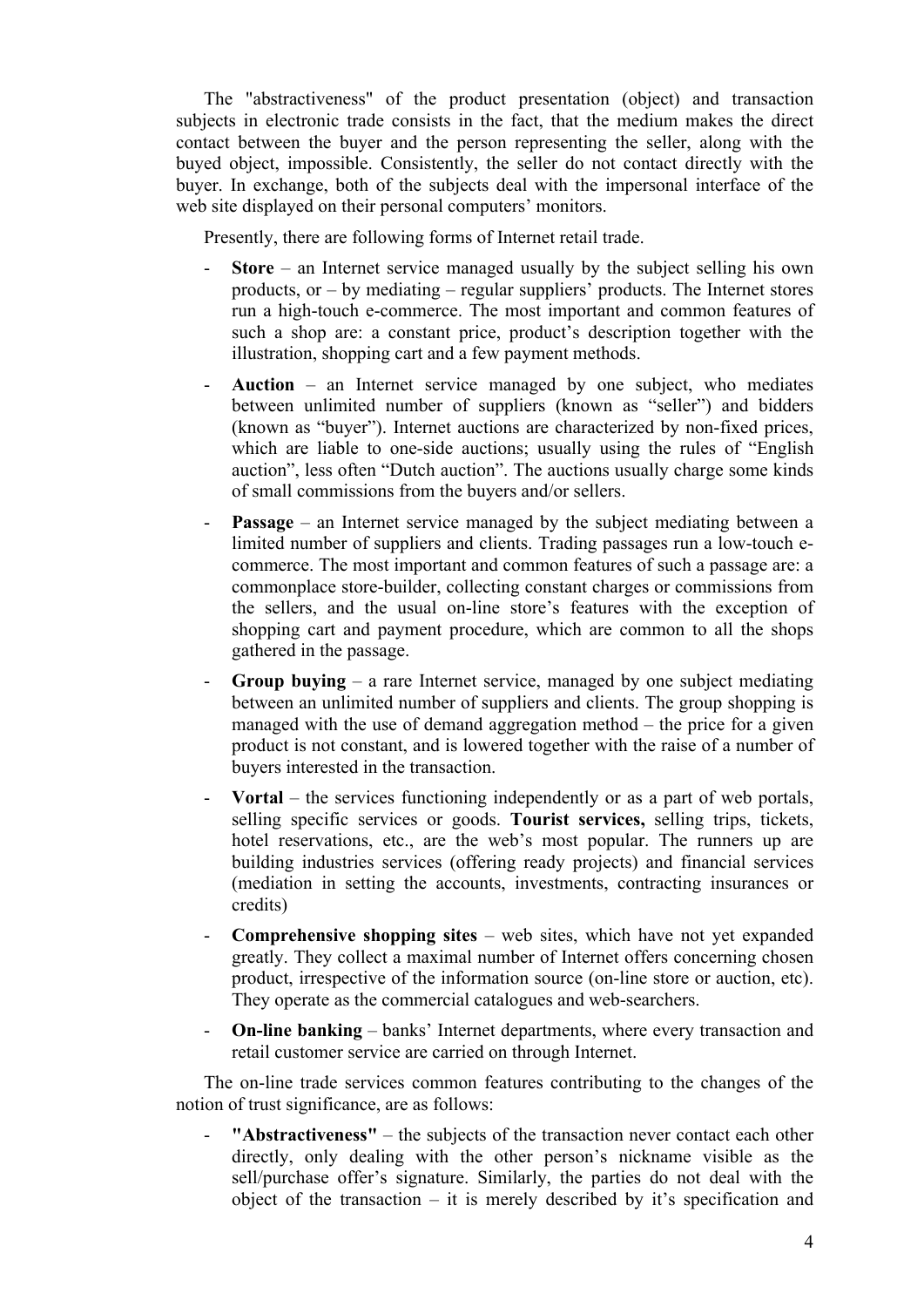The "abstractiveness" of the product presentation (object) and transaction subjects in electronic trade consists in the fact, that the medium makes the direct contact between the buyer and the person representing the seller, along with the buyed object, impossible. Consistently, the seller do not contact directly with the buyer. In exchange, both of the subjects deal with the impersonal interface of the web site displayed on their personal computers' monitors.

Presently, there are following forms of Internet retail trade.

- **Store** – an Internet service managed usually by the subject selling his own products, or – by mediating – regular suppliers' products. The Internet stores run a high-touch e-commerce. The most important and common features of such a shop are: a constant price, product's description together with the illustration, shopping cart and a few payment methods.
- **Auction** – an Internet service managed by one subject, who mediates between unlimited number of suppliers (known as "seller") and bidders (known as "buyer"). Internet auctions are characterized by non-fixed prices, which are liable to one-side auctions; usually using the rules of "English auction", less often "Dutch auction". The auctions usually charge some kinds of small commissions from the buyers and/or sellers.
- **Passage** – an Internet service managed by the subject mediating between a limited number of suppliers and clients. Trading passages run a low-touch e-commerce. The most important and common features of such a passage are: a commonplace store-builder, collecting constant charges or commissions from the sellers, and the usual on-line store's features with the exception of shopping cart and payment procedure, which are common to all the shops gathered in the passage.
- **Group buying** – a rare Internet service, managed by one subject mediating between an unlimited number of suppliers and clients. The group shopping is managed with the use of demand aggregation method – the price for a given product is not constant, and is lowered together with the raise of a number of buyers interested in the transaction.
- **Vortal** – the services functioning independently or as a part of web portals, selling specific services or goods. **Tourist services,** selling trips, tickets, hotel reservations, etc., are the web's most popular. The runners up are building industries services (offering ready projects) and financial services (mediation in setting the accounts, investments, contracting insurances or credits)
- **Comprehensive shopping sites** – web sites, which have not yet expanded greatly. They collect a maximal number of Internet offers concerning chosen product, irrespective of the information source (on-line store or auction, etc). They operate as the commercial catalogues and web-searchers.
- **On-line banking** – banks' Internet departments, where every transaction and retail customer service are carried on through Internet.

The on-line trade services common features contributing to the changes of the notion of trust significance, are as follows:

- **"Abstractiveness"** – the subjects of the transaction never contact each other directly, only dealing with the other person's nickname visible as the sell/purchase offer's signature. Similarly, the parties do not deal with the object of the transaction – it is merely described by it's specification and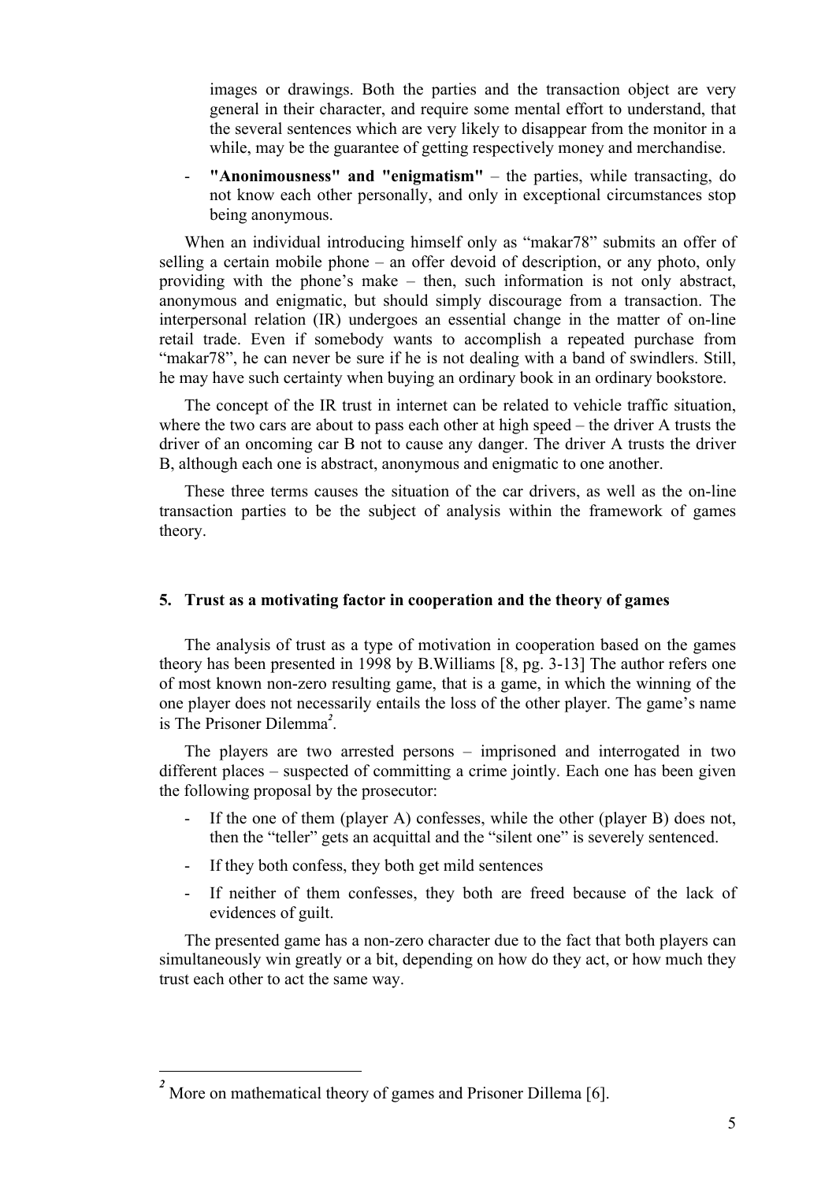images or drawings. Both the parties and the transaction object are very general in their character, and require some mental effort to understand, that the several sentences which are very likely to disappear from the monitor in a while, may be the guarantee of getting respectively money and merchandise.

- **"Anonimousness" and "enigmatism"** – the parties, while transacting, do not know each other personally, and only in exceptional circumstances stop being anonymous.

When an individual introducing himself only as "makar78" submits an offer of selling a certain mobile phone – an offer devoid of description, or any photo, only providing with the phone's make – then, such information is not only abstract, anonymous and enigmatic, but should simply discourage from a transaction. The interpersonal relation (IR) undergoes an essential change in the matter of on-line retail trade. Even if somebody wants to accomplish a repeated purchase from "makar78", he can never be sure if he is not dealing with a band of swindlers. Still, he may have such certainty when buying an ordinary book in an ordinary bookstore.

The concept of the IR trust in internet can be related to vehicle traffic situation, where the two cars are about to pass each other at high speed – the driver A trusts the driver of an oncoming car B not to cause any danger. The driver A trusts the driver B, although each one is abstract, anonymous and enigmatic to one another.

These three terms causes the situation of the car drivers, as well as the on-line transaction parties to be the subject of analysis within the framework of games theory.

## 5. Trust as a motivating factor in cooperation and the theory of games

The analysis of trust as a type of motivation in cooperation based on the games theory has been presented in 1998 by B.Williams [8, pg. 3-13] The author refers one of most known non-zero resulting game, that is a game, in which the winning of the one player does not necessarily entails the loss of the other player. The game's name is The Prisoner Dilemma[2].

The players are two arrested persons – imprisoned and interrogated in two different places – suspected of committing a crime jointly. Each one has been given the following proposal by the prosecutor:

- If the one of them (player A) confesses, while the other (player B) does not, then the "teller" gets an acquittal and the "silent one" is severely sentenced.
- If they both confess, they both get mild sentences
- If neither of them confesses, they both are freed because of the lack of evidences of guilt.

The presented game has a non-zero character due to the fact that both players can simultaneously win greatly or a bit, depending on how do they act, or how much they trust each other to act the same way.

---

[2] More on mathematical theory of games and Prisoner Dillema [6].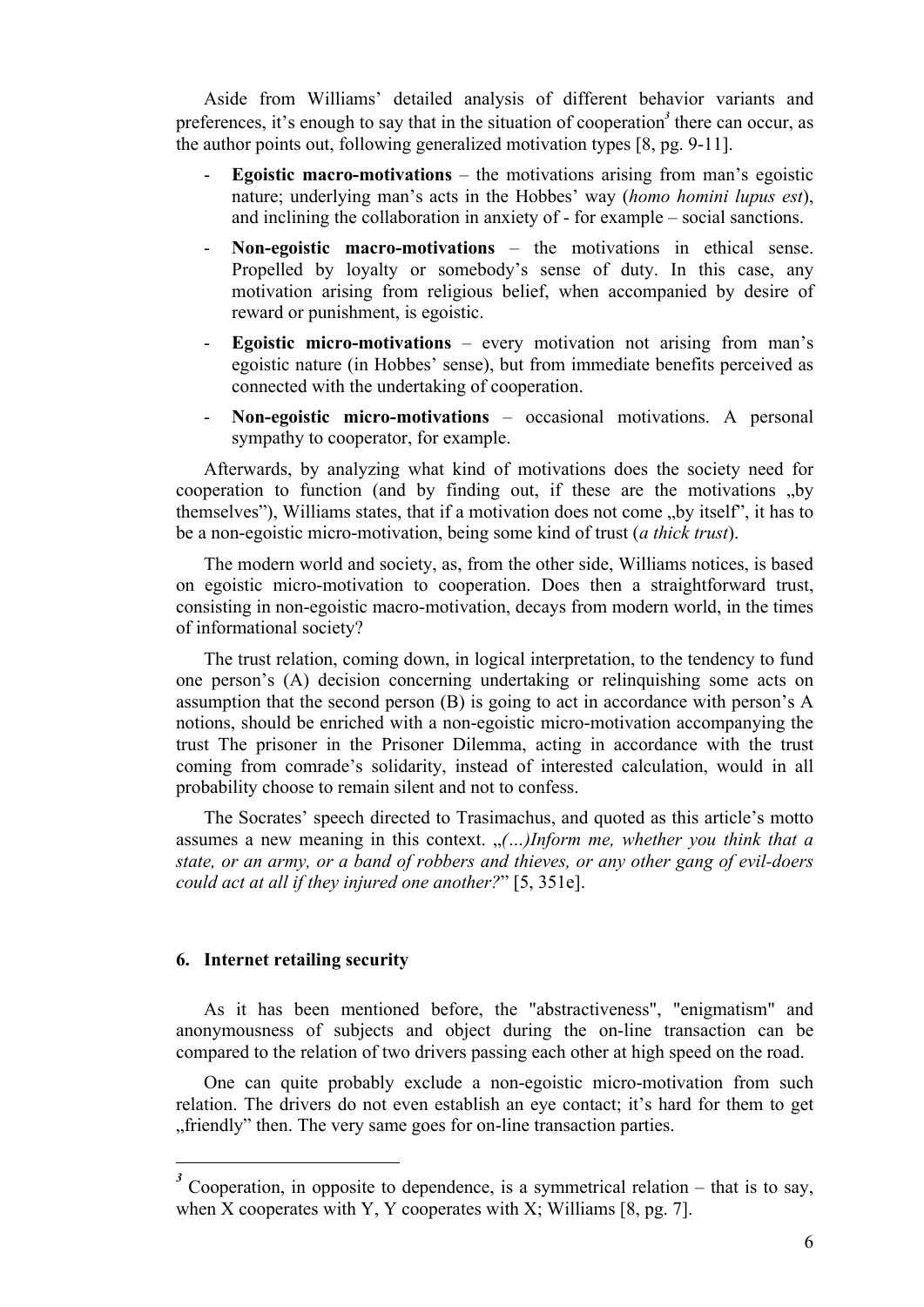Aside from Williams' detailed analysis of different behavior variants and preferences, it's enough to say that in the situation of cooperation[3] there can occur, as the author points out, following generalized motivation types [8, pg. 9-11].

- **Egoistic macro-motivations** – the motivations arising from man's egoistic nature; underlying man's acts in the Hobbes' way (*homo homini lupus est*), and inclining the collaboration in anxiety of - for example – social sanctions.
- **Non-egoistic macro-motivations** – the motivations in ethical sense. Propelled by loyalty or somebody's sense of duty. In this case, any motivation arising from religious belief, when accompanied by desire of reward or punishment, is egoistic.
- **Egoistic micro-motivations** – every motivation not arising from man's egoistic nature (in Hobbes' sense), but from immediate benefits perceived as connected with the undertaking of cooperation.
- **Non-egoistic micro-motivations** – occasional motivations. A personal sympathy to cooperator, for example.

Afterwards, by analyzing what kind of motivations does the society need for cooperation to function (and by finding out, if these are the motivations „by themselves"), Williams states, that if a motivation does not come „by itself", it has to be a non-egoistic micro-motivation, being some kind of trust (*a thick trust*).

The modern world and society, as, from the other side, Williams notices, is based on egoistic micro-motivation to cooperation. Does then a straightforward trust, consisting in non-egoistic macro-motivation, decays from modern world, in the times of informational society?

The trust relation, coming down, in logical interpretation, to the tendency to fund one person's (A) decision concerning undertaking or relinquishing some acts on assumption that the second person (B) is going to act in accordance with person's A notions, should be enriched with a non-egoistic micro-motivation accompanying the trust The prisoner in the Prisoner Dilemma, acting in accordance with the trust coming from comrade's solidarity, instead of interested calculation, would in all probability choose to remain silent and not to confess.

The Socrates' speech directed to Trasimachus, and quoted as this article's motto assumes a new meaning in this context. „*(…)Inform me, whether you think that a state, or an army, or a band of robbers and thieves, or any other gang of evil-doers could act at all if they injured one another?*" [5, 351e].

## 6. Internet retailing security

As it has been mentioned before, the "abstractiveness", "enigmatism" and anonymousness of subjects and object during the on-line transaction can be compared to the relation of two drivers passing each other at high speed on the road.

One can quite probably exclude a non-egoistic micro-motivation from such relation. The drivers do not even establish an eye contact; it's hard for them to get „friendly" then. The very same goes for on-line transaction parties.

---

[3] Cooperation, in opposite to dependence, is a symmetrical relation – that is to say, when X cooperates with Y, Y cooperates with X; Williams [8, pg. 7].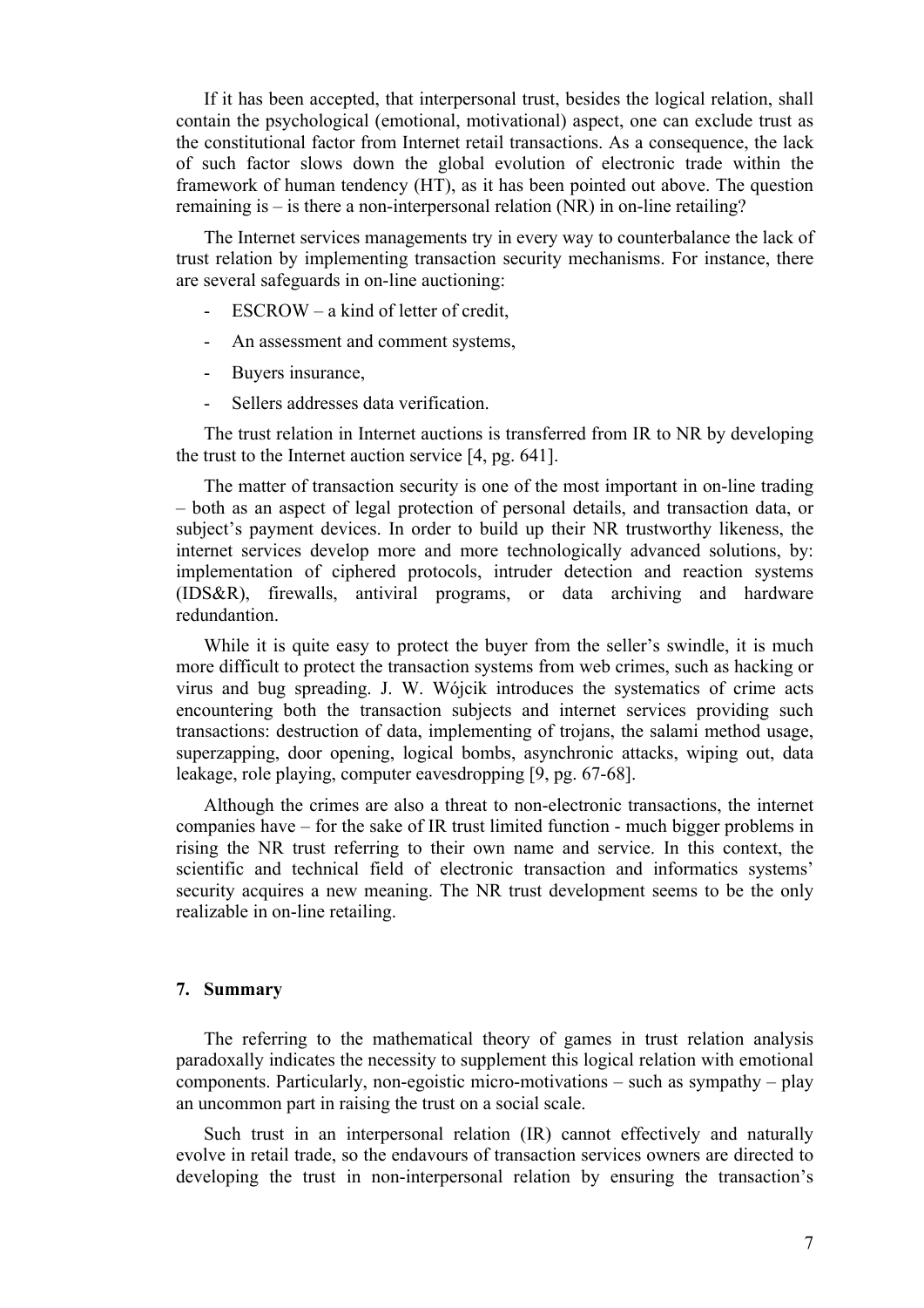If it has been accepted, that interpersonal trust, besides the logical relation, shall contain the psychological (emotional, motivational) aspect, one can exclude trust as the constitutional factor from Internet retail transactions. As a consequence, the lack of such factor slows down the global evolution of electronic trade within the framework of human tendency (HT), as it has been pointed out above. The question remaining is – is there a non-interpersonal relation (NR) in on-line retailing?

The Internet services managements try in every way to counterbalance the lack of trust relation by implementing transaction security mechanisms. For instance, there are several safeguards in on-line auctioning:

- ESCROW – a kind of letter of credit,
- An assessment and comment systems,
- Buyers insurance,
- Sellers addresses data verification.

The trust relation in Internet auctions is transferred from IR to NR by developing the trust to the Internet auction service [4, pg. 641].

The matter of transaction security is one of the most important in on-line trading – both as an aspect of legal protection of personal details, and transaction data, or subject's payment devices. In order to build up their NR trustworthy likeness, the internet services develop more and more technologically advanced solutions, by: implementation of ciphered protocols, intruder detection and reaction systems (IDS&R), firewalls, antiviral programs, or data archiving and hardware redundantion.

While it is quite easy to protect the buyer from the seller's swindle, it is much more difficult to protect the transaction systems from web crimes, such as hacking or virus and bug spreading. J. W. Wójcik introduces the systematics of crime acts encountering both the transaction subjects and internet services providing such transactions: destruction of data, implementing of trojans, the salami method usage, superzapping, door opening, logical bombs, asynchronic attacks, wiping out, data leakage, role playing, computer eavesdropping [9, pg. 67-68].

Although the crimes are also a threat to non-electronic transactions, the internet companies have – for the sake of IR trust limited function - much bigger problems in rising the NR trust referring to their own name and service. In this context, the scientific and technical field of electronic transaction and informatics systems' security acquires a new meaning. The NR trust development seems to be the only realizable in on-line retailing.

## 7. Summary

The referring to the mathematical theory of games in trust relation analysis paradoxally indicates the necessity to supplement this logical relation with emotional components. Particularly, non-egoistic micro-motivations – such as sympathy – play an uncommon part in raising the trust on a social scale.

Such trust in an interpersonal relation (IR) cannot effectively and naturally evolve in retail trade, so the endavours of transaction services owners are directed to developing the trust in non-interpersonal relation by ensuring the transaction's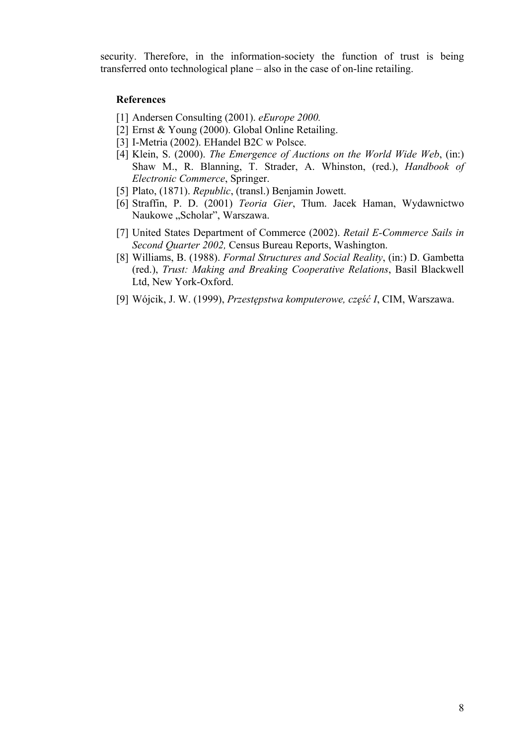security. Therefore, in the information-society the function of trust is being transferred onto technological plane – also in the case of on-line retailing.

## References

[1] Andersen Consulting (2001). *eEurope 2000.*

[2] Ernst & Young (2000). Global Online Retailing.

[3] I-Metria (2002). EHandel B2C w Polsce.

[4] Klein, S. (2000). *The Emergence of Auctions on the World Wide Web*, (in:) Shaw M., R. Blanning, T. Strader, A. Whinston, (red.), *Handbook of Electronic Commerce*, Springer.

[5] Plato, (1871). *Republic*, (transl.) Benjamin Jowett.

[6] Straffin, P. D. (2001) *Teoria Gier*, Tłum. Jacek Haman, Wydawnictwo Naukowe „Scholar", Warszawa.

[7] United States Department of Commerce (2002). *Retail E-Commerce Sails in Second Quarter 2002,* Census Bureau Reports, Washington.

[8] Williams, B. (1988). *Formal Structures and Social Reality*, (in:) D. Gambetta (red.), *Trust: Making and Breaking Cooperative Relations*, Basil Blackwell Ltd, New York-Oxford.

[9] Wójcik, J. W. (1999), *Przestępstwa komputerowe, część I*, CIM, Warszawa.